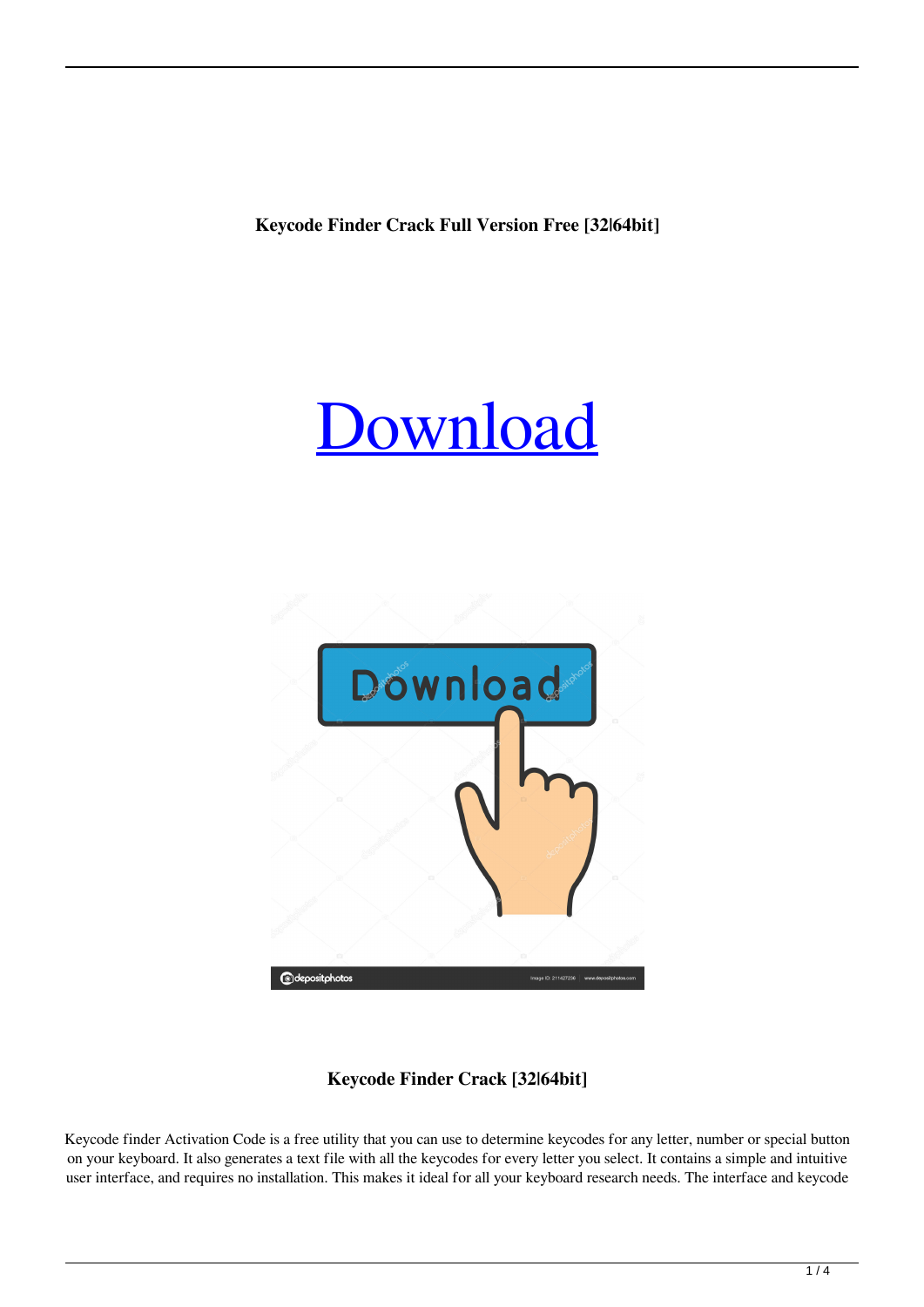**Keycode Finder Crack Full Version Free [32|64bit]**

Download

**Keycode Finder Crack [32|64bit]**

Keycode finder Activation Code is a free utility that you can use to determine keycodes for any letter, number or special button on your keyboard. It also generates a text file with all the keycodes for every letter you select. It contains a simple and intuitive user interface, and requires no installation. This makes it ideal for all your keyboard research needs. The interface and keycode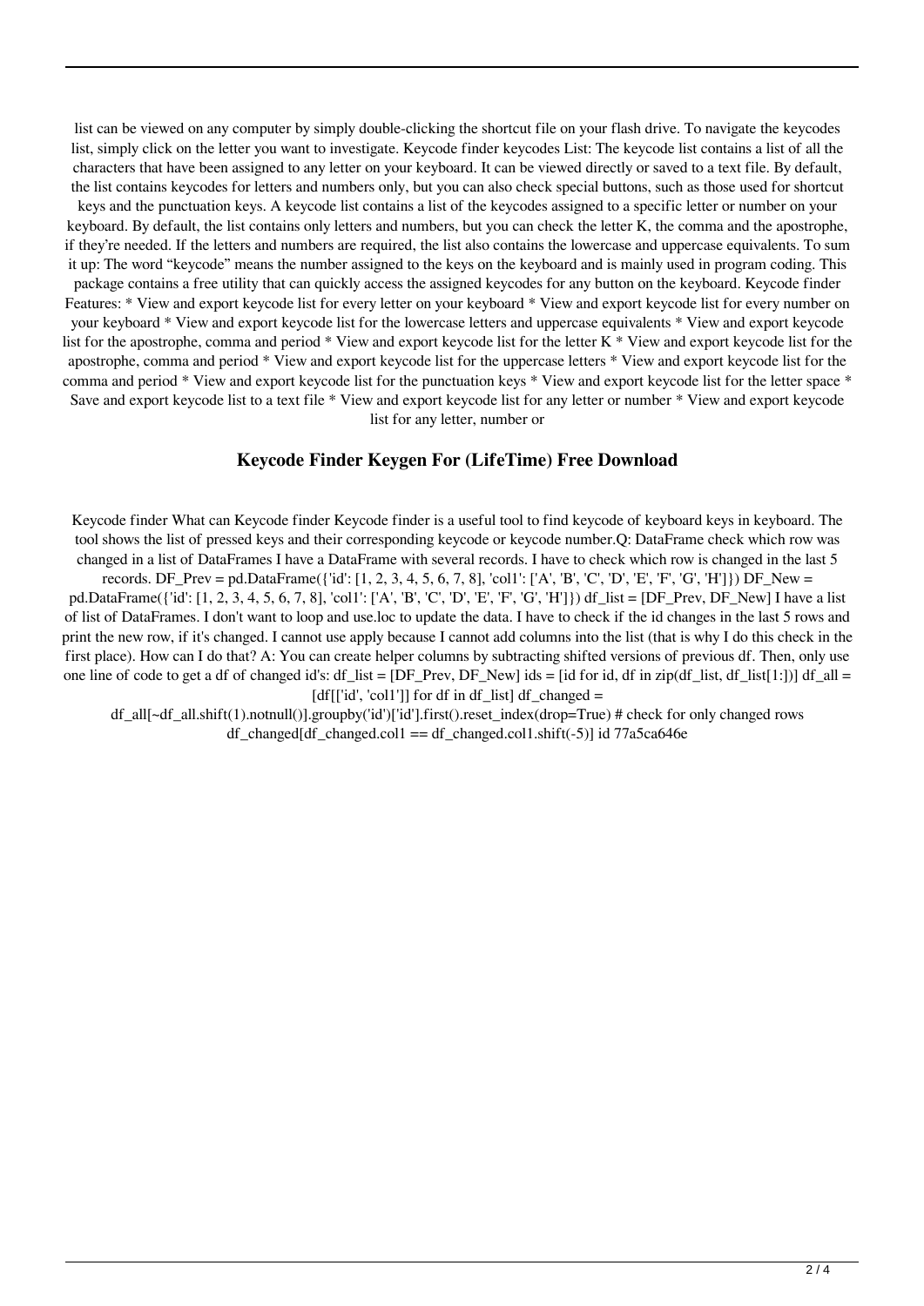list can be viewed on any computer by simply double-clicking the shortcut file on your flash drive. To navigate the keycodes list, simply click on the letter you want to investigate. Keycode finder keycodes List: The keycode list contains a list of all the characters that have been assigned to any letter on your keyboard. It can be viewed directly or saved to a text file. By default, the list contains keycodes for letters and numbers only, but you can also check special buttons, such as those used for shortcut keys and the punctuation keys. A keycode list contains a list of the keycodes assigned to a specific letter or number on your keyboard. By default, the list contains only letters and numbers, but you can check the letter K, the comma and the apostrophe, if they're needed. If the letters and numbers are required, the list also contains the lowercase and uppercase equivalents. To sum it up: The word "keycode" means the number assigned to the keys on the keyboard and is mainly used in program coding. This package contains a free utility that can quickly access the assigned keycodes for any button on the keyboard. Keycode finder Features: * View and export keycode list for every letter on your keyboard * View and export keycode list for every number on your keyboard * View and export keycode list for the lowercase letters and uppercase equivalents * View and export keycode list for the apostrophe, comma and period * View and export keycode list for the letter K * View and export keycode list for the apostrophe, comma and period * View and export keycode list for the uppercase letters * View and export keycode list for the comma and period * View and export keycode list for the punctuation keys * View and export keycode list for the letter space * Save and export keycode list to a text file * View and export keycode list for any letter or number * View and export keycode list for any letter, number or

## Keycode Finder Keygen For (LifeTime) Free Download

Keycode finder What can Keycode finder Keycode finder is a useful tool to find keycode of keyboard keys in keyboard. The tool shows the list of pressed keys and their corresponding keycode or keycode number.Q: DataFrame check which row was changed in a list of DataFrames I have a DataFrame with several records. I have to check which row is changed in the last 5 records. DF_Prev = pd.DataFrame({'id': [1, 2, 3, 4, 5, 6, 7, 8], 'col1': ['A', 'B', 'C', 'D', 'E', 'F', 'G', 'H']}) DF_New = pd.DataFrame({'id': [1, 2, 3, 4, 5, 6, 7, 8], 'col1': ['A', 'B', 'C', 'D', 'E', 'F', 'G', 'H']}) df_list = [DF_Prev, DF_New] I have a list of list of DataFrames. I don't want to loop and use.loc to update the data. I have to check if the id changes in the last 5 rows and print the new row, if it's changed. I cannot use apply because I cannot add columns into the list (that is why I do this check in the first place). How can I do that? A: You can create helper columns by subtracting shifted versions of previous df. Then, only use one line of code to get a df of changed id's: df_list = [DF_Prev, DF_New] ids = [id for id, df in zip(df_list, df_list[1:])] df_all = [df[['id', 'col1']] for df in df_list] df_changed = df_all[~df_all.shift(1).notnull()].groupby('id')['id'].first().reset_index(drop=True) # check for only changed rows df_changed[df_changed.col1 == df_changed.col1.shift(-5)] id 77a5ca646e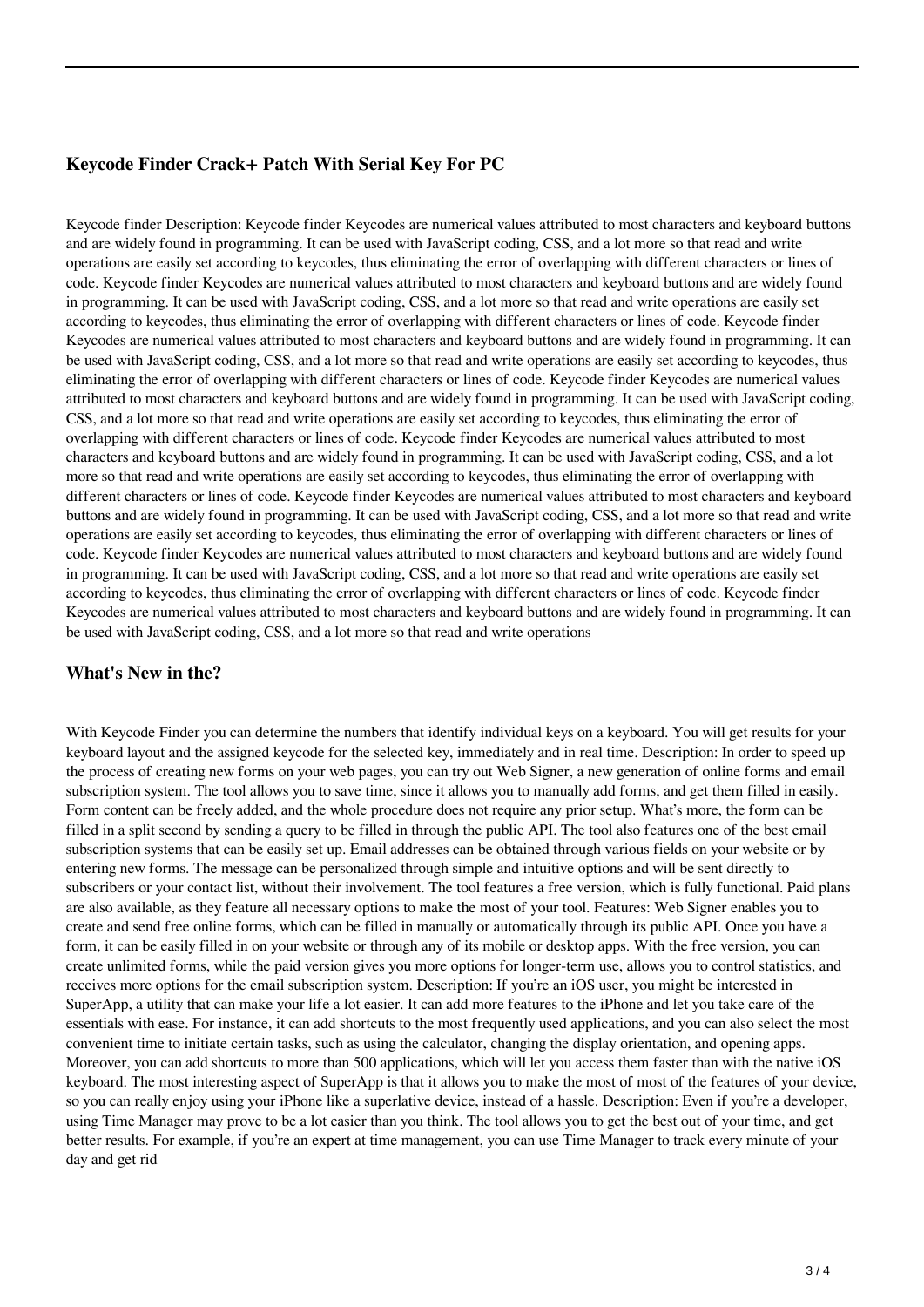## Keycode Finder Crack+ Patch With Serial Key For PC

Keycode finder Description: Keycode finder Keycodes are numerical values attributed to most characters and keyboard buttons and are widely found in programming. It can be used with JavaScript coding, CSS, and a lot more so that read and write operations are easily set according to keycodes, thus eliminating the error of overlapping with different characters or lines of code. Keycode finder Keycodes are numerical values attributed to most characters and keyboard buttons and are widely found in programming. It can be used with JavaScript coding, CSS, and a lot more so that read and write operations are easily set according to keycodes, thus eliminating the error of overlapping with different characters or lines of code. Keycode finder Keycodes are numerical values attributed to most characters and keyboard buttons and are widely found in programming. It can be used with JavaScript coding, CSS, and a lot more so that read and write operations are easily set according to keycodes, thus eliminating the error of overlapping with different characters or lines of code. Keycode finder Keycodes are numerical values attributed to most characters and keyboard buttons and are widely found in programming. It can be used with JavaScript coding, CSS, and a lot more so that read and write operations are easily set according to keycodes, thus eliminating the error of overlapping with different characters or lines of code. Keycode finder Keycodes are numerical values attributed to most characters and keyboard buttons and are widely found in programming. It can be used with JavaScript coding, CSS, and a lot more so that read and write operations are easily set according to keycodes, thus eliminating the error of overlapping with different characters or lines of code. Keycode finder Keycodes are numerical values attributed to most characters and keyboard buttons and are widely found in programming. It can be used with JavaScript coding, CSS, and a lot more so that read and write operations are easily set according to keycodes, thus eliminating the error of overlapping with different characters or lines of code. Keycode finder Keycodes are numerical values attributed to most characters and keyboard buttons and are widely found in programming. It can be used with JavaScript coding, CSS, and a lot more so that read and write operations are easily set according to keycodes, thus eliminating the error of overlapping with different characters or lines of code. Keycode finder Keycodes are numerical values attributed to most characters and keyboard buttons and are widely found in programming. It can be used with JavaScript coding, CSS, and a lot more so that read and write operations

## What's New in the?

With Keycode Finder you can determine the numbers that identify individual keys on a keyboard. You will get results for your keyboard layout and the assigned keycode for the selected key, immediately and in real time. Description: In order to speed up the process of creating new forms on your web pages, you can try out Web Signer, a new generation of online forms and email subscription system. The tool allows you to save time, since it allows you to manually add forms, and get them filled in easily. Form content can be freely added, and the whole procedure does not require any prior setup. What's more, the form can be filled in a split second by sending a query to be filled in through the public API. The tool also features one of the best email subscription systems that can be easily set up. Email addresses can be obtained through various fields on your website or by entering new forms. The message can be personalized through simple and intuitive options and will be sent directly to subscribers or your contact list, without their involvement. The tool features a free version, which is fully functional. Paid plans are also available, as they feature all necessary options to make the most of your tool. Features: Web Signer enables you to create and send free online forms, which can be filled in manually or automatically through its public API. Once you have a form, it can be easily filled in on your website or through any of its mobile or desktop apps. With the free version, you can create unlimited forms, while the paid version gives you more options for longer-term use, allows you to control statistics, and receives more options for the email subscription system. Description: If you're an iOS user, you might be interested in SuperApp, a utility that can make your life a lot easier. It can add more features to the iPhone and let you take care of the essentials with ease. For instance, it can add shortcuts to the most frequently used applications, and you can also select the most convenient time to initiate certain tasks, such as using the calculator, changing the display orientation, and opening apps. Moreover, you can add shortcuts to more than 500 applications, which will let you access them faster than with the native iOS keyboard. The most interesting aspect of SuperApp is that it allows you to make the most of most of the features of your device, so you can really enjoy using your iPhone like a superlative device, instead of a hassle. Description: Even if you're a developer, using Time Manager may prove to be a lot easier than you think. The tool allows you to get the best out of your time, and get better results. For example, if you're an expert at time management, you can use Time Manager to track every minute of your day and get rid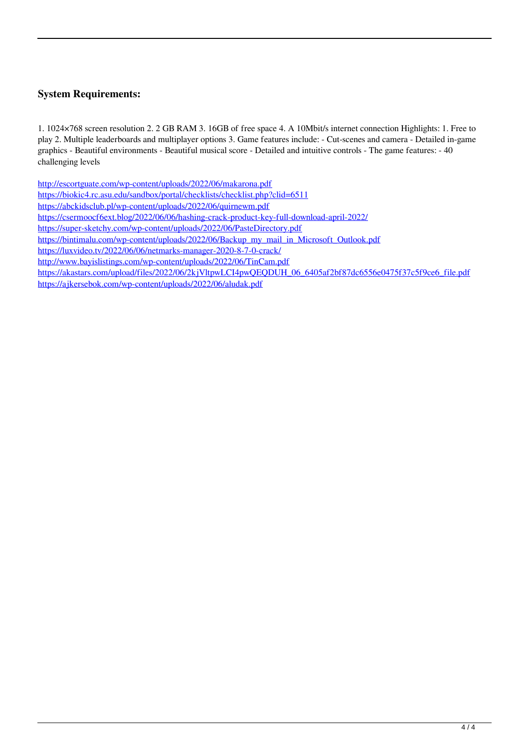### System Requirements:

1. 1024×768 screen resolution 2. 2 GB RAM 3. 16GB of free space 4. A 10Mbit/s internet connection Highlights: 1. Free to play 2. Multiple leaderboards and multiplayer options 3. Game features include: - Cut-scenes and camera - Detailed in-game graphics - Beautiful environments - Beautiful musical score - Detailed and intuitive controls - The game features: - 40 challenging levels

http://escortguate.com/wp-content/uploads/2022/06/makarona.pdf
https://biokic4.rc.asu.edu/sandbox/portal/checklists/checklist.php?clid=6511
https://abckidsclub.pl/wp-content/uploads/2022/06/quirnewm.pdf
https://csermoocf6ext.blog/2022/06/06/hashing-crack-product-key-full-download-april-2022/
https://super-sketchy.com/wp-content/uploads/2022/06/PasteDirectory.pdf
https://bintimalu.com/wp-content/uploads/2022/06/Backup_my_mail_in_Microsoft_Outlook.pdf
https://luxvideo.tv/2022/06/06/netmarks-manager-2020-8-7-0-crack/
http://www.bayislistings.com/wp-content/uploads/2022/06/TinCam.pdf
https://akastars.com/upload/files/2022/06/2kjVltpwLCI4pwQEQDUH_06_6405af2bf87dc6556e0475f37c5f9ce6_file.pdf
https://ajkersebok.com/wp-content/uploads/2022/06/aludak.pdf